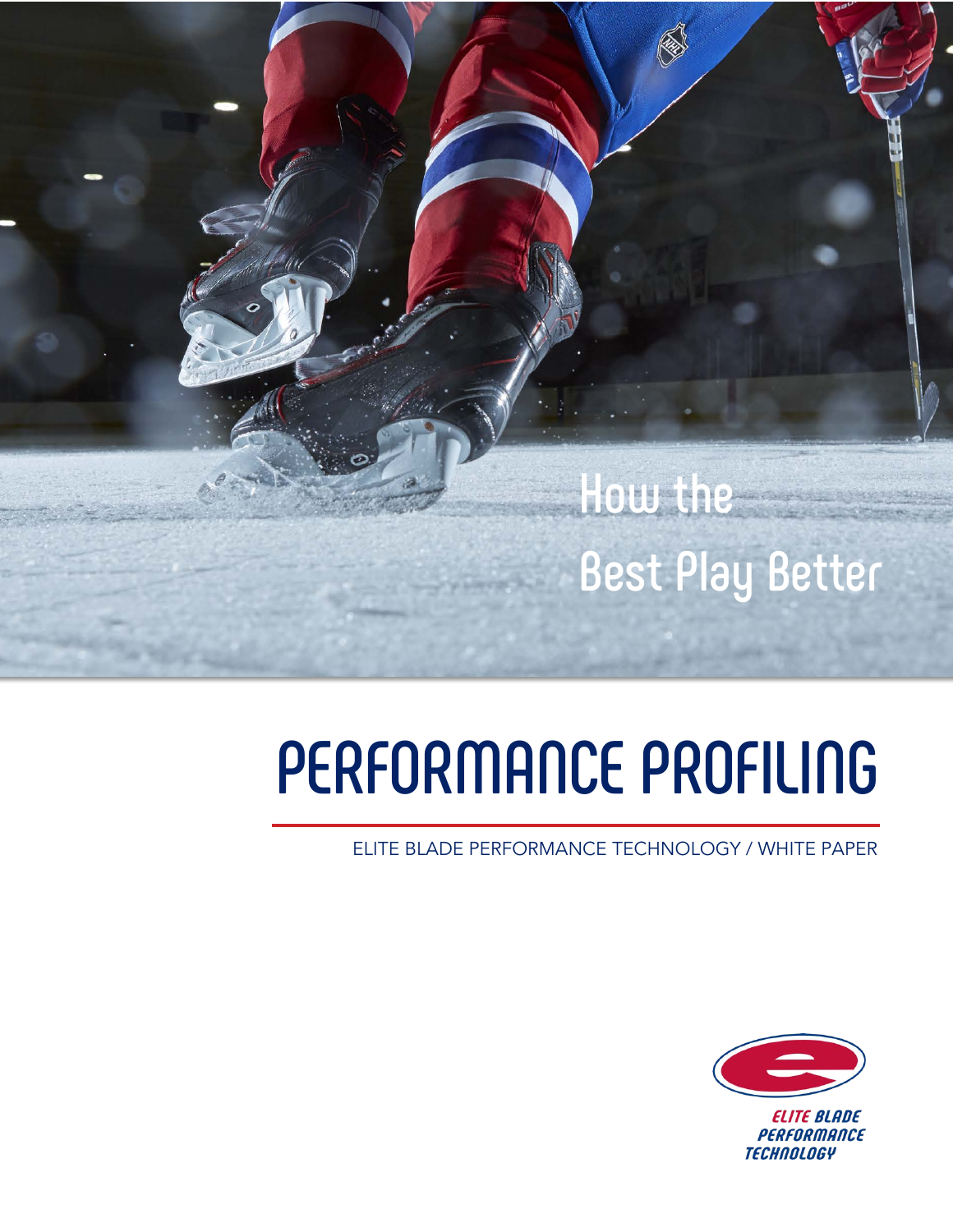How the
Best Play Better

# PERFORMANCE PROFILING

ELITE BLADE PERFORMANCE TECHNOLOGY / WHITE PAPER

ELITE BLADE PERFORMANCE TECHNOLOGY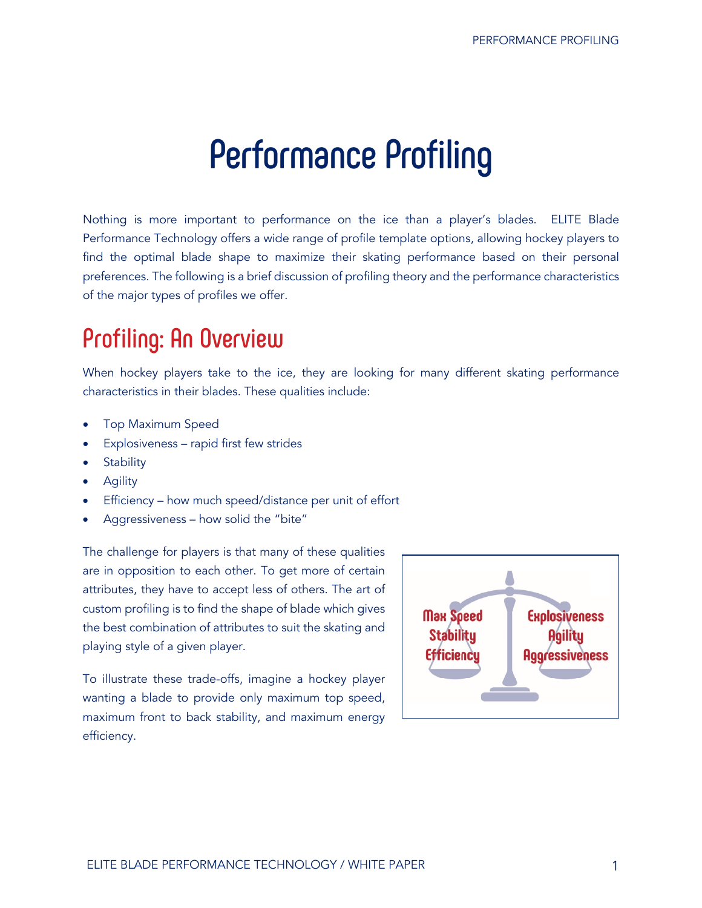# Performance Profiling

Nothing is more important to performance on the ice than a player's blades. ELITE Blade Performance Technology offers a wide range of profile template options, allowing hockey players to find the optimal blade shape to maximize their skating performance based on their personal preferences. The following is a brief discussion of profiling theory and the performance characteristics of the major types of profiles we offer.

## Profiling: An Overview

When hockey players take to the ice, they are looking for many different skating performance characteristics in their blades. These qualities include:

- Top Maximum Speed
- Explosiveness – rapid first few strides
- Stability
- Agility
- Efficiency – how much speed/distance per unit of effort
- Aggressiveness – how solid the "bite"

The challenge for players is that many of these qualities are in opposition to each other. To get more of certain attributes, they have to accept less of others. The art of custom profiling is to find the shape of blade which gives the best combination of attributes to suit the skating and playing style of a given player.

Max Speed
Stability
Efficiency

Explosiveness
Agility
Aggressiveness

To illustrate these trade-offs, imagine a hockey player wanting a blade to provide only maximum top speed, maximum front to back stability, and maximum energy efficiency.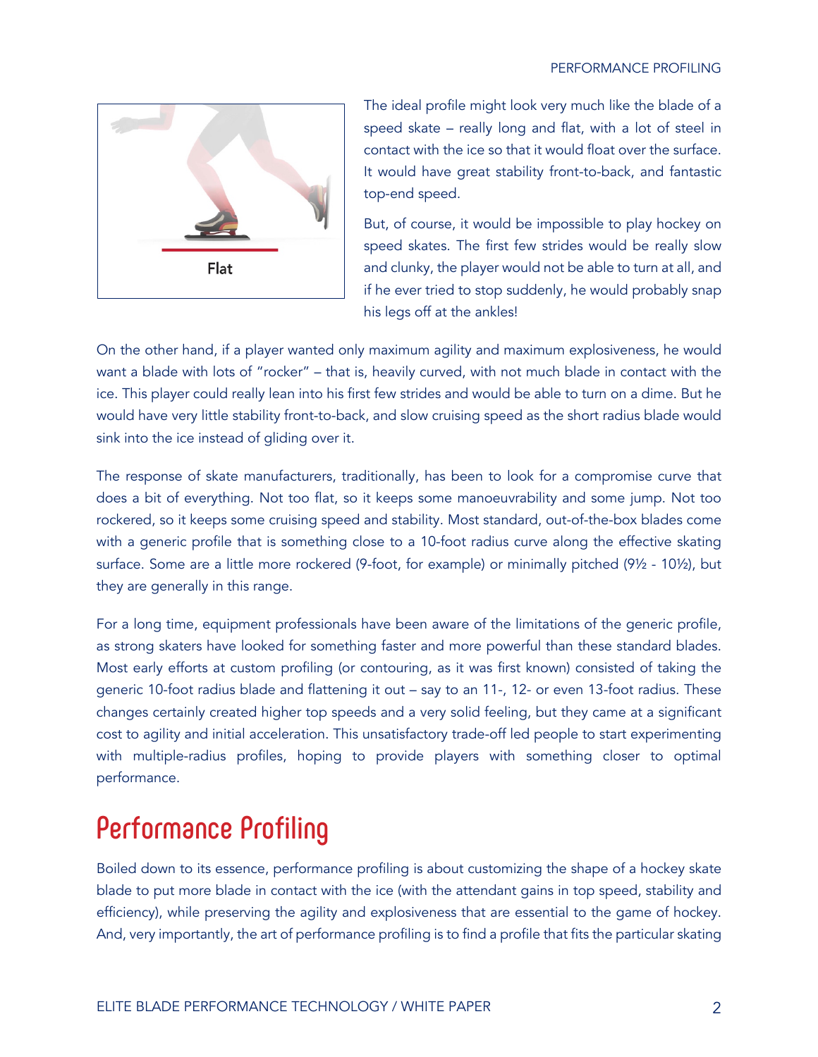Flat

The ideal profile might look very much like the blade of a speed skate – really long and flat, with a lot of steel in contact with the ice so that it would float over the surface. It would have great stability front-to-back, and fantastic top-end speed.

But, of course, it would be impossible to play hockey on speed skates. The first few strides would be really slow and clunky, the player would not be able to turn at all, and if he ever tried to stop suddenly, he would probably snap his legs off at the ankles!

On the other hand, if a player wanted only maximum agility and maximum explosiveness, he would want a blade with lots of "rocker" – that is, heavily curved, with not much blade in contact with the ice. This player could really lean into his first few strides and would be able to turn on a dime. But he would have very little stability front-to-back, and slow cruising speed as the short radius blade would sink into the ice instead of gliding over it.

The response of skate manufacturers, traditionally, has been to look for a compromise curve that does a bit of everything. Not too flat, so it keeps some manoeuvrability and some jump. Not too rockered, so it keeps some cruising speed and stability. Most standard, out-of-the-box blades come with a generic profile that is something close to a 10-foot radius curve along the effective skating surface. Some are a little more rockered (9-foot, for example) or minimally pitched (9½ - 10½), but they are generally in this range.

For a long time, equipment professionals have been aware of the limitations of the generic profile, as strong skaters have looked for something faster and more powerful than these standard blades. Most early efforts at custom profiling (or contouring, as it was first known) consisted of taking the generic 10-foot radius blade and flattening it out – say to an 11-, 12- or even 13-foot radius. These changes certainly created higher top speeds and a very solid feeling, but they came at a significant cost to agility and initial acceleration. This unsatisfactory trade-off led people to start experimenting with multiple-radius profiles, hoping to provide players with something closer to optimal performance.

## Performance Profiling

Boiled down to its essence, performance profiling is about customizing the shape of a hockey skate blade to put more blade in contact with the ice (with the attendant gains in top speed, stability and efficiency), while preserving the agility and explosiveness that are essential to the game of hockey. And, very importantly, the art of performance profiling is to find a profile that fits the particular skating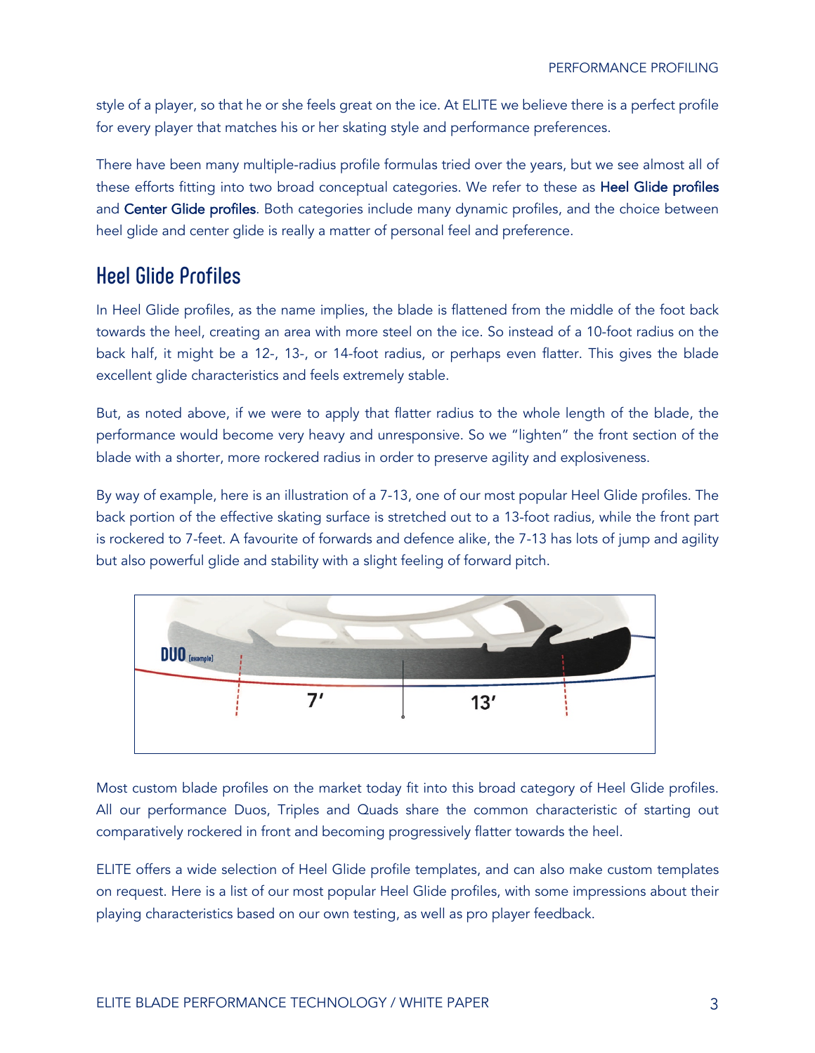style of a player, so that he or she feels great on the ice. At ELITE we believe there is a perfect profile for every player that matches his or her skating style and performance preferences.

There have been many multiple-radius profile formulas tried over the years, but we see almost all of these efforts fitting into two broad conceptual categories. We refer to these as **Heel Glide profiles** and **Center Glide profiles**. Both categories include many dynamic profiles, and the choice between heel glide and center glide is really a matter of personal feel and preference.

## Heel Glide Profiles

In Heel Glide profiles, as the name implies, the blade is flattened from the middle of the foot back towards the heel, creating an area with more steel on the ice. So instead of a 10-foot radius on the back half, it might be a 12-, 13-, or 14-foot radius, or perhaps even flatter. This gives the blade excellent glide characteristics and feels extremely stable.

But, as noted above, if we were to apply that flatter radius to the whole length of the blade, the performance would become very heavy and unresponsive. So we "lighten" the front section of the blade with a shorter, more rockered radius in order to preserve agility and explosiveness.

By way of example, here is an illustration of a 7-13, one of our most popular Heel Glide profiles. The back portion of the effective skating surface is stretched out to a 13-foot radius, while the front part is rockered to 7-feet. A favourite of forwards and defence alike, the 7-13 has lots of jump and agility but also powerful glide and stability with a slight feeling of forward pitch.

Most custom blade profiles on the market today fit into this broad category of Heel Glide profiles. All our performance Duos, Triples and Quads share the common characteristic of starting out comparatively rockered in front and becoming progressively flatter towards the heel.

ELITE offers a wide selection of Heel Glide profile templates, and can also make custom templates on request. Here is a list of our most popular Heel Glide profiles, with some impressions about their playing characteristics based on our own testing, as well as pro player feedback.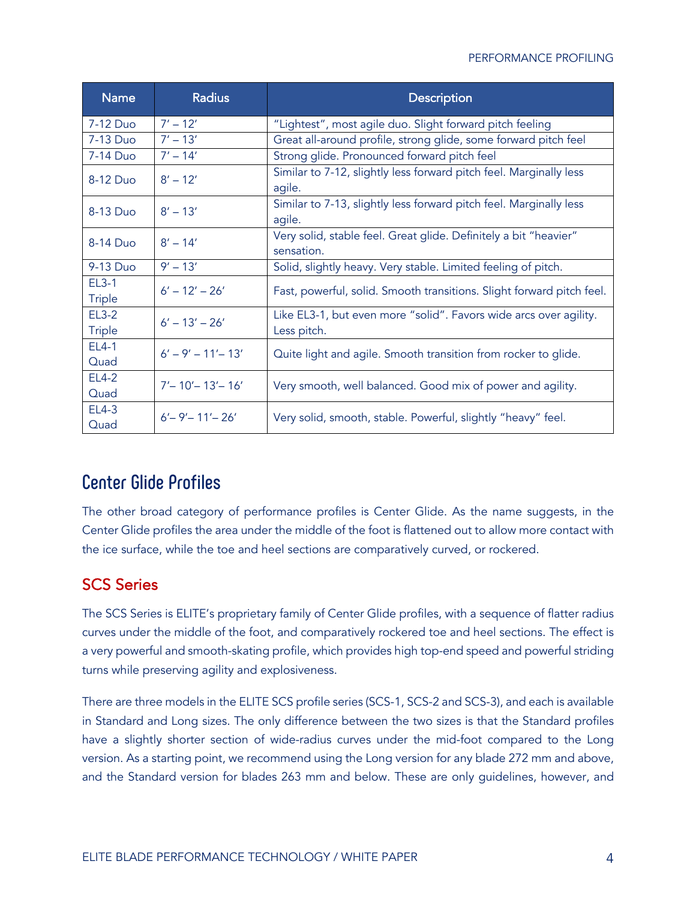| Name | Radius | Description |
|---|---|---|
| 7-12 Duo | 7′ – 12′ | "Lightest", most agile duo. Slight forward pitch feeling |
| 7-13 Duo | 7′ – 13′ | Great all-around profile, strong glide, some forward pitch feel |
| 7-14 Duo | 7′ – 14′ | Strong glide. Pronounced forward pitch feel |
| 8-12 Duo | 8′ – 12′ | Similar to 7-12, slightly less forward pitch feel. Marginally less agile. |
| 8-13 Duo | 8′ – 13′ | Similar to 7-13, slightly less forward pitch feel. Marginally less agile. |
| 8-14 Duo | 8′ – 14′ | Very solid, stable feel. Great glide. Definitely a bit "heavier" sensation. |
| 9-13 Duo | 9′ – 13′ | Solid, slightly heavy. Very stable. Limited feeling of pitch. |
| EL3-1 Triple | 6′ – 12′ – 26′ | Fast, powerful, solid. Smooth transitions. Slight forward pitch feel. |
| EL3-2 Triple | 6′ – 13′ – 26′ | Like EL3-1, but even more "solid". Favors wide arcs over agility. Less pitch. |
| EL4-1 Quad | 6′ – 9′ – 11′– 13′ | Quite light and agile. Smooth transition from rocker to glide. |
| EL4-2 Quad | 7′– 10′– 13′– 16′ | Very smooth, well balanced. Good mix of power and agility. |
| EL4-3 Quad | 6′– 9′– 11′– 26′ | Very solid, smooth, stable. Powerful, slightly "heavy" feel. |

## Center Glide Profiles

The other broad category of performance profiles is Center Glide. As the name suggests, in the Center Glide profiles the area under the middle of the foot is flattened out to allow more contact with the ice surface, while the toe and heel sections are comparatively curved, or rockered.

### SCS Series

The SCS Series is ELITE's proprietary family of Center Glide profiles, with a sequence of flatter radius curves under the middle of the foot, and comparatively rockered toe and heel sections. The effect is a very powerful and smooth-skating profile, which provides high top-end speed and powerful striding turns while preserving agility and explosiveness.

There are three models in the ELITE SCS profile series (SCS-1, SCS-2 and SCS-3), and each is available in Standard and Long sizes. The only difference between the two sizes is that the Standard profiles have a slightly shorter section of wide-radius curves under the mid-foot compared to the Long version. As a starting point, we recommend using the Long version for any blade 272 mm and above, and the Standard version for blades 263 mm and below. These are only guidelines, however, and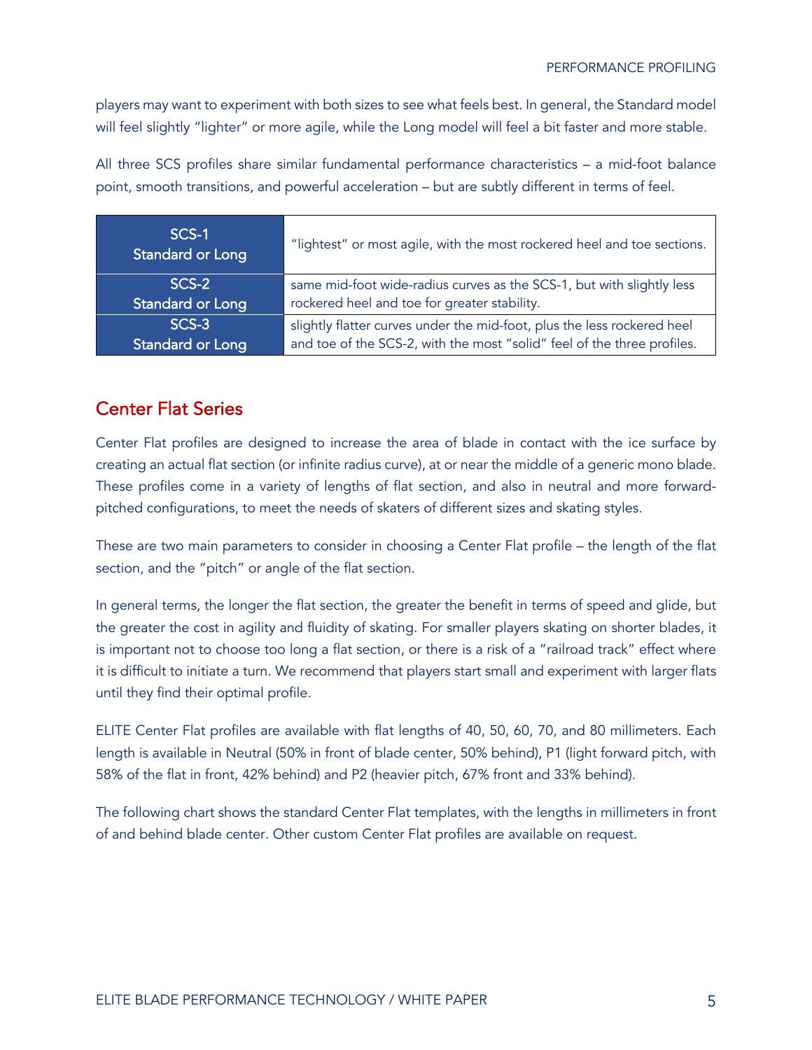players may want to experiment with both sizes to see what feels best. In general, the Standard model will feel slightly "lighter" or more agile, while the Long model will feel a bit faster and more stable.

All three SCS profiles share similar fundamental performance characteristics – a mid-foot balance point, smooth transitions, and powerful acceleration – but are subtly different in terms of feel.

| Profile | Description |
|---|---|
| SCS-1 Standard or Long | "lightest" or most agile, with the most rockered heel and toe sections. |
| SCS-2 Standard or Long | same mid-foot wide-radius curves as the SCS-1, but with slightly less rockered heel and toe for greater stability. |
| SCS-3 Standard or Long | slightly flatter curves under the mid-foot, plus the less rockered heel and toe of the SCS-2, with the most "solid" feel of the three profiles. |

## Center Flat Series

Center Flat profiles are designed to increase the area of blade in contact with the ice surface by creating an actual flat section (or infinite radius curve), at or near the middle of a generic mono blade. These profiles come in a variety of lengths of flat section, and also in neutral and more forward-pitched configurations, to meet the needs of skaters of different sizes and skating styles.

These are two main parameters to consider in choosing a Center Flat profile – the length of the flat section, and the "pitch" or angle of the flat section.

In general terms, the longer the flat section, the greater the benefit in terms of speed and glide, but the greater the cost in agility and fluidity of skating. For smaller players skating on shorter blades, it is important not to choose too long a flat section, or there is a risk of a "railroad track" effect where it is difficult to initiate a turn. We recommend that players start small and experiment with larger flats until they find their optimal profile.

ELITE Center Flat profiles are available with flat lengths of 40, 50, 60, 70, and 80 millimeters. Each length is available in Neutral (50% in front of blade center, 50% behind), P1 (light forward pitch, with 58% of the flat in front, 42% behind) and P2 (heavier pitch, 67% front and 33% behind).

The following chart shows the standard Center Flat templates, with the lengths in millimeters in front of and behind blade center. Other custom Center Flat profiles are available on request.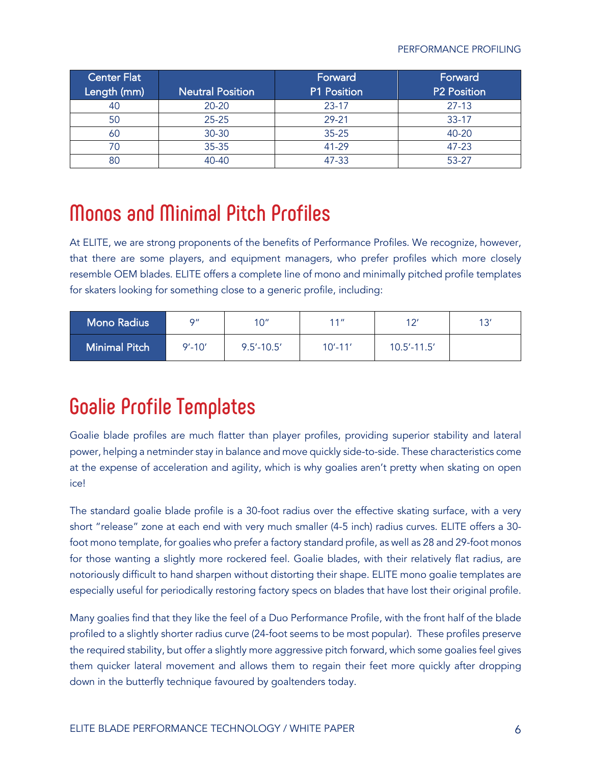| Center Flat Length (mm) | Neutral Position | Forward P1 Position | Forward P2 Position |
|---|---|---|---|
| 40 | 20-20 | 23-17 | 27-13 |
| 50 | 25-25 | 29-21 | 33-17 |
| 60 | 30-30 | 35-25 | 40-20 |
| 70 | 35-35 | 41-29 | 47-23 |
| 80 | 40-40 | 47-33 | 53-27 |

## Monos and Minimal Pitch Profiles

At ELITE, we are strong proponents of the benefits of Performance Profiles. We recognize, however, that there are some players, and equipment managers, who prefer profiles which more closely resemble OEM blades. ELITE offers a complete line of mono and minimally pitched profile templates for skaters looking for something close to a generic profile, including:

| Mono Radius | 9″ | 10″ | 11″ | 12′ | 13′ |
|---|---|---|---|---|---|
| Minimal Pitch | 9′-10′ | 9.5′-10.5′ | 10′-11′ | 10.5′-11.5′ | |

## Goalie Profile Templates

Goalie blade profiles are much flatter than player profiles, providing superior stability and lateral power, helping a netminder stay in balance and move quickly side-to-side. These characteristics come at the expense of acceleration and agility, which is why goalies aren't pretty when skating on open ice!

The standard goalie blade profile is a 30-foot radius over the effective skating surface, with a very short "release" zone at each end with very much smaller (4-5 inch) radius curves. ELITE offers a 30-foot mono template, for goalies who prefer a factory standard profile, as well as 28 and 29-foot monos for those wanting a slightly more rockered feel. Goalie blades, with their relatively flat radius, are notoriously difficult to hand sharpen without distorting their shape. ELITE mono goalie templates are especially useful for periodically restoring factory specs on blades that have lost their original profile.

Many goalies find that they like the feel of a Duo Performance Profile, with the front half of the blade profiled to a slightly shorter radius curve (24-foot seems to be most popular). These profiles preserve the required stability, but offer a slightly more aggressive pitch forward, which some goalies feel gives them quicker lateral movement and allows them to regain their feet more quickly after dropping down in the butterfly technique favoured by goaltenders today.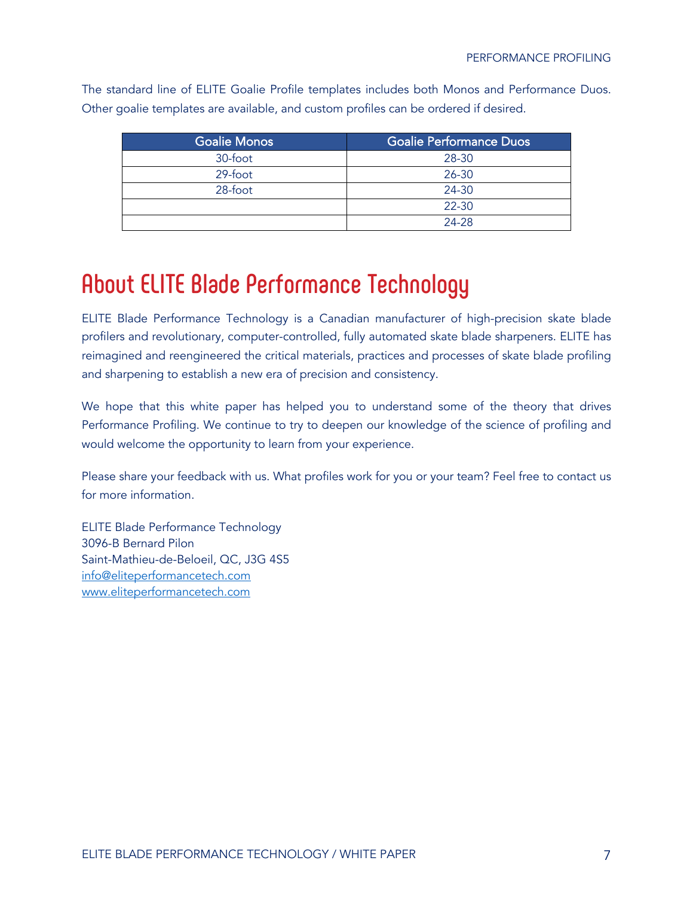The standard line of ELITE Goalie Profile templates includes both Monos and Performance Duos. Other goalie templates are available, and custom profiles can be ordered if desired.

| Goalie Monos | Goalie Performance Duos |
|---|---|
| 30-foot | 28-30 |
| 29-foot | 26-30 |
| 28-foot | 24-30 |
| | 22-30 |
| | 24-28 |

## About ELITE Blade Performance Technology

ELITE Blade Performance Technology is a Canadian manufacturer of high-precision skate blade profilers and revolutionary, computer-controlled, fully automated skate blade sharpeners. ELITE has reimagined and reengineered the critical materials, practices and processes of skate blade profiling and sharpening to establish a new era of precision and consistency.

We hope that this white paper has helped you to understand some of the theory that drives Performance Profiling. We continue to try to deepen our knowledge of the science of profiling and would welcome the opportunity to learn from your experience.

Please share your feedback with us. What profiles work for you or your team? Feel free to contact us for more information.

ELITE Blade Performance Technology
3096-B Bernard Pilon
Saint-Mathieu-de-Beloeil, QC, J3G 4S5
info@eliteperformancetech.com
www.eliteperformancetech.com